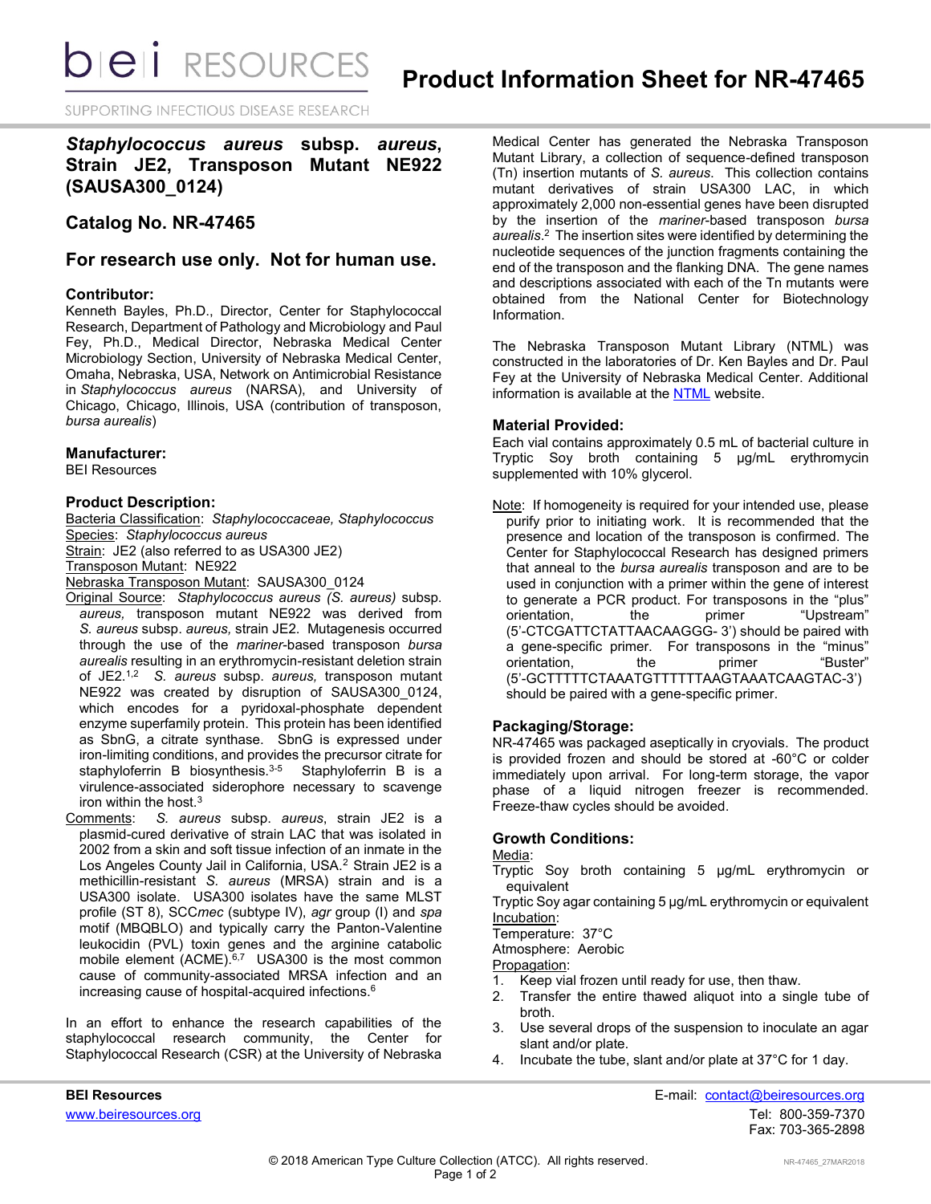# Product Information Sheet for NR-47465

## *Staphylococcus aureus* subsp. *aureus*, Strain JE2, Transposon Mutant NE922 (SAUSA300_0124)

## Catalog No. NR-47465

## For research use only. Not for human use.

### Contributor:

Kenneth Bayles, Ph.D., Director, Center for Staphylococcal Research, Department of Pathology and Microbiology and Paul Fey, Ph.D., Medical Director, Nebraska Medical Center Microbiology Section, University of Nebraska Medical Center, Omaha, Nebraska, USA, Network on Antimicrobial Resistance in *Staphylococcus aureus* (NARSA), and University of Chicago, Chicago, Illinois, USA (contribution of transposon, *bursa aurealis*)

### Manufacturer:

BEI Resources

### Product Description:

Bacteria Classification: *Staphylococcaceae, Staphylococcus*
Species: *Staphylococcus aureus*
Strain: JE2 (also referred to as USA300 JE2)
Transposon Mutant: NE922
Nebraska Transposon Mutant: SAUSA300_0124
Original Source: *Staphylococcus aureus (S. aureus)* subsp. *aureus,* transposon mutant NE922 was derived from *S. aureus* subsp. *aureus,* strain JE2. Mutagenesis occurred through the use of the *mariner*-based transposon *bursa aurealis* resulting in an erythromycin-resistant deletion strain of JE2.[1,2] *S. aureus* subsp. *aureus,* transposon mutant NE922 was created by disruption of SAUSA300_0124, which encodes for a pyridoxal-phosphate dependent enzyme superfamily protein. This protein has been identified as SbnG, a citrate synthase. SbnG is expressed under iron-limiting conditions, and provides the precursor citrate for staphyloferrin B biosynthesis.[3-5] Staphyloferrin B is a virulence-associated siderophore necessary to scavenge iron within the host.[3]
Comments: *S. aureus* subsp. *aureus*, strain JE2 is a plasmid-cured derivative of strain LAC that was isolated in 2002 from a skin and soft tissue infection of an inmate in the Los Angeles County Jail in California, USA.[2] Strain JE2 is a methicillin-resistant *S. aureus* (MRSA) strain and is a USA300 isolate. USA300 isolates have the same MLST profile (ST 8), SCC*mec* (subtype IV), *agr* group (I) and *spa* motif (MBQBLO) and typically carry the Panton-Valentine leukocidin (PVL) toxin genes and the arginine catabolic mobile element (ACME).[6,7] USA300 is the most common cause of community-associated MRSA infection and an increasing cause of hospital-acquired infections.[6]

In an effort to enhance the research capabilities of the staphylococcal research community, the Center for Staphylococcal Research (CSR) at the University of Nebraska Medical Center has generated the Nebraska Transposon Mutant Library, a collection of sequence-defined transposon (Tn) insertion mutants of *S. aureus*. This collection contains mutant derivatives of strain USA300 LAC, in which approximately 2,000 non-essential genes have been disrupted by the insertion of the *mariner*-based transposon *bursa aurealis*.[2] The insertion sites were identified by determining the nucleotide sequences of the junction fragments containing the end of the transposon and the flanking DNA. The gene names and descriptions associated with each of the Tn mutants were obtained from the National Center for Biotechnology Information.

The Nebraska Transposon Mutant Library (NTML) was constructed in the laboratories of Dr. Ken Bayles and Dr. Paul Fey at the University of Nebraska Medical Center. Additional information is available at the NTML website.

### Material Provided:

Each vial contains approximately 0.5 mL of bacterial culture in Tryptic Soy broth containing 5 µg/mL erythromycin supplemented with 10% glycerol.

Note: If homogeneity is required for your intended use, please purify prior to initiating work. It is recommended that the presence and location of the transposon is confirmed. The Center for Staphylococcal Research has designed primers that anneal to the *bursa aurealis* transposon and are to be used in conjunction with a primer within the gene of interest to generate a PCR product. For transposons in the "plus" orientation, the primer "Upstream" (5'-CTCGATTCTATTAACAAGGG- 3') should be paired with a gene-specific primer. For transposons in the "minus" orientation, the primer "Buster" (5'-GCTTTTTCTAAATGTTTTTTAAGTAAATCAAGTAC-3') should be paired with a gene-specific primer.

### Packaging/Storage:

NR-47465 was packaged aseptically in cryovials. The product is provided frozen and should be stored at -60°C or colder immediately upon arrival. For long-term storage, the vapor phase of a liquid nitrogen freezer is recommended. Freeze-thaw cycles should be avoided.

### Growth Conditions:

Media:
Tryptic Soy broth containing 5 µg/mL erythromycin or equivalent
Tryptic Soy agar containing 5 µg/mL erythromycin or equivalent
Incubation:
Temperature: 37°C
Atmosphere: Aerobic
Propagation:

1. Keep vial frozen until ready for use, then thaw.
2. Transfer the entire thawed aliquot into a single tube of broth.
3. Use several drops of the suspension to inoculate an agar slant and/or plate.
4. Incubate the tube, slant and/or plate at 37°C for 1 day.

**BEI Resources**
www.beiresources.org

E-mail: contact@beiresources.org
Tel: 800-359-7370
Fax: 703-365-2898

© 2018 American Type Culture Collection (ATCC). All rights reserved.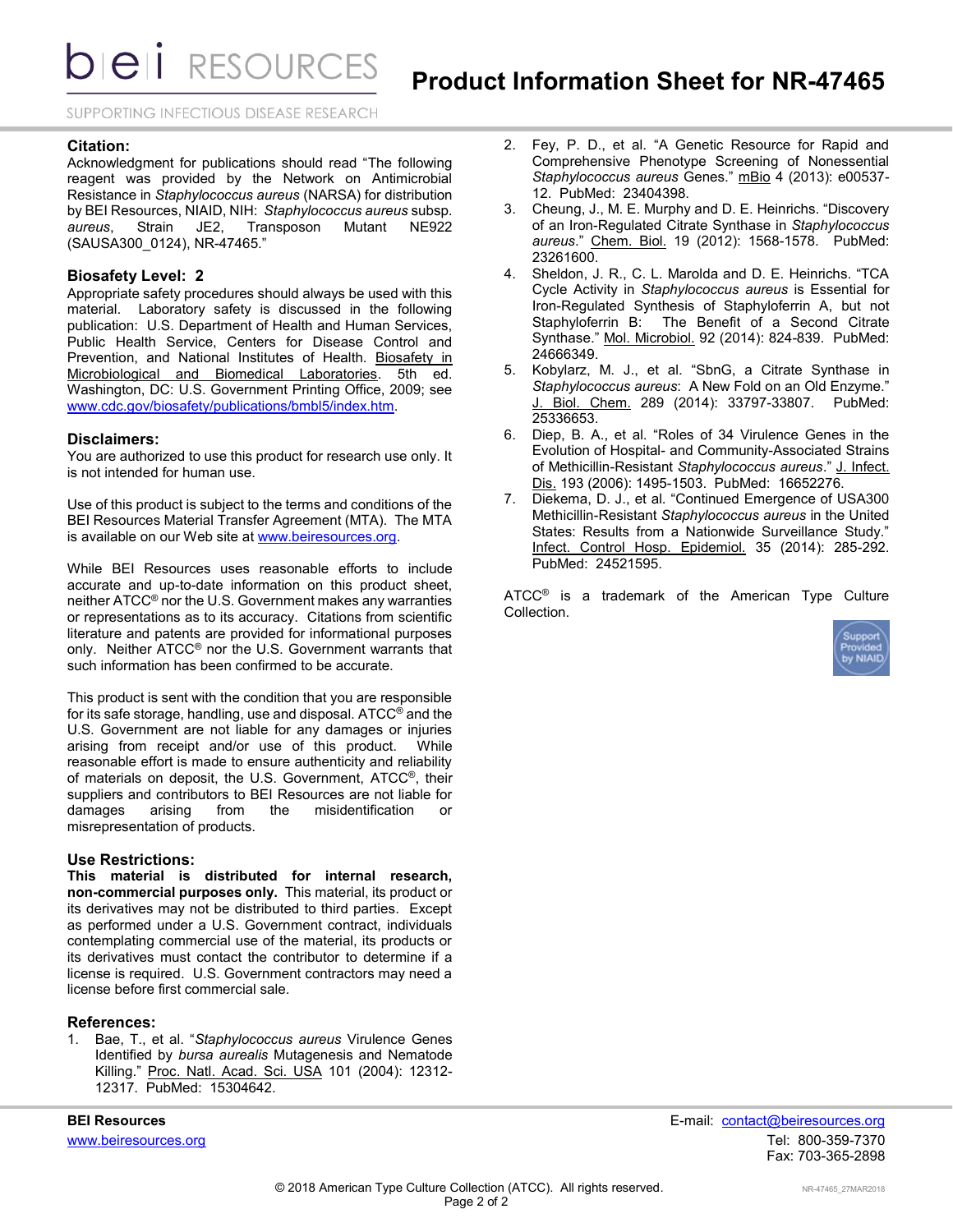### Citation:

Acknowledgment for publications should read "The following reagent was provided by the Network on Antimicrobial Resistance in *Staphylococcus aureus* (NARSA) for distribution by BEI Resources, NIAID, NIH: *Staphylococcus aureus* subsp. *aureus*, Strain JE2, Transposon Mutant NE922 (SAUSA300_0124), NR-47465."

### Biosafety Level: 2

Appropriate safety procedures should always be used with this material. Laboratory safety is discussed in the following publication: U.S. Department of Health and Human Services, Public Health Service, Centers for Disease Control and Prevention, and National Institutes of Health. Biosafety in Microbiological and Biomedical Laboratories. 5th ed. Washington, DC: U.S. Government Printing Office, 2009; see www.cdc.gov/biosafety/publications/bmbl5/index.htm.

### Disclaimers:

You are authorized to use this product for research use only. It is not intended for human use.

Use of this product is subject to the terms and conditions of the BEI Resources Material Transfer Agreement (MTA). The MTA is available on our Web site at www.beiresources.org.

While BEI Resources uses reasonable efforts to include accurate and up-to-date information on this product sheet, neither ATCC® nor the U.S. Government makes any warranties or representations as to its accuracy. Citations from scientific literature and patents are provided for informational purposes only. Neither ATCC® nor the U.S. Government warrants that such information has been confirmed to be accurate.

This product is sent with the condition that you are responsible for its safe storage, handling, use and disposal. ATCC® and the U.S. Government are not liable for any damages or injuries arising from receipt and/or use of this product. While reasonable effort is made to ensure authenticity and reliability of materials on deposit, the U.S. Government, ATCC®, their suppliers and contributors to BEI Resources are not liable for damages arising from the misidentification or misrepresentation of products.

### Use Restrictions:

**This material is distributed for internal research, non-commercial purposes only.** This material, its product or its derivatives may not be distributed to third parties. Except as performed under a U.S. Government contract, individuals contemplating commercial use of the material, its products or its derivatives must contact the contributor to determine if a license is required. U.S. Government contractors may need a license before first commercial sale.

### References:

1. Bae, T., et al. "*Staphylococcus aureus* Virulence Genes Identified by *bursa aurealis* Mutagenesis and Nematode Killing." Proc. Natl. Acad. Sci. USA 101 (2004): 12312-12317. PubMed: 15304642.
2. Fey, P. D., et al. "A Genetic Resource for Rapid and Comprehensive Phenotype Screening of Nonessential *Staphylococcus aureus* Genes." mBio 4 (2013): e00537-12. PubMed: 23404398.
3. Cheung, J., M. E. Murphy and D. E. Heinrichs. "Discovery of an Iron-Regulated Citrate Synthase in *Staphylococcus aureus*." Chem. Biol. 19 (2012): 1568-1578. PubMed: 23261600.
4. Sheldon, J. R., C. L. Marolda and D. E. Heinrichs. "TCA Cycle Activity in *Staphylococcus aureus* is Essential for Iron-Regulated Synthesis of Staphyloferrin A, but not Staphyloferrin B: The Benefit of a Second Citrate Synthase." Mol. Microbiol. 92 (2014): 824-839. PubMed: 24666349.
5. Kobylarz, M. J., et al. "SbnG, a Citrate Synthase in *Staphylococcus aureus*: A New Fold on an Old Enzyme." J. Biol. Chem. 289 (2014): 33797-33807. PubMed: 25336653.
6. Diep, B. A., et al. "Roles of 34 Virulence Genes in the Evolution of Hospital- and Community-Associated Strains of Methicillin-Resistant *Staphylococcus aureus*." J. Infect. Dis. 193 (2006): 1495-1503. PubMed: 16652276.
7. Diekema, D. J., et al. "Continued Emergence of USA300 Methicillin-Resistant *Staphylococcus aureus* in the United States: Results from a Nationwide Surveillance Study." Infect. Control Hosp. Epidemiol. 35 (2014): 285-292. PubMed: 24521595.

ATCC® is a trademark of the American Type Culture Collection.